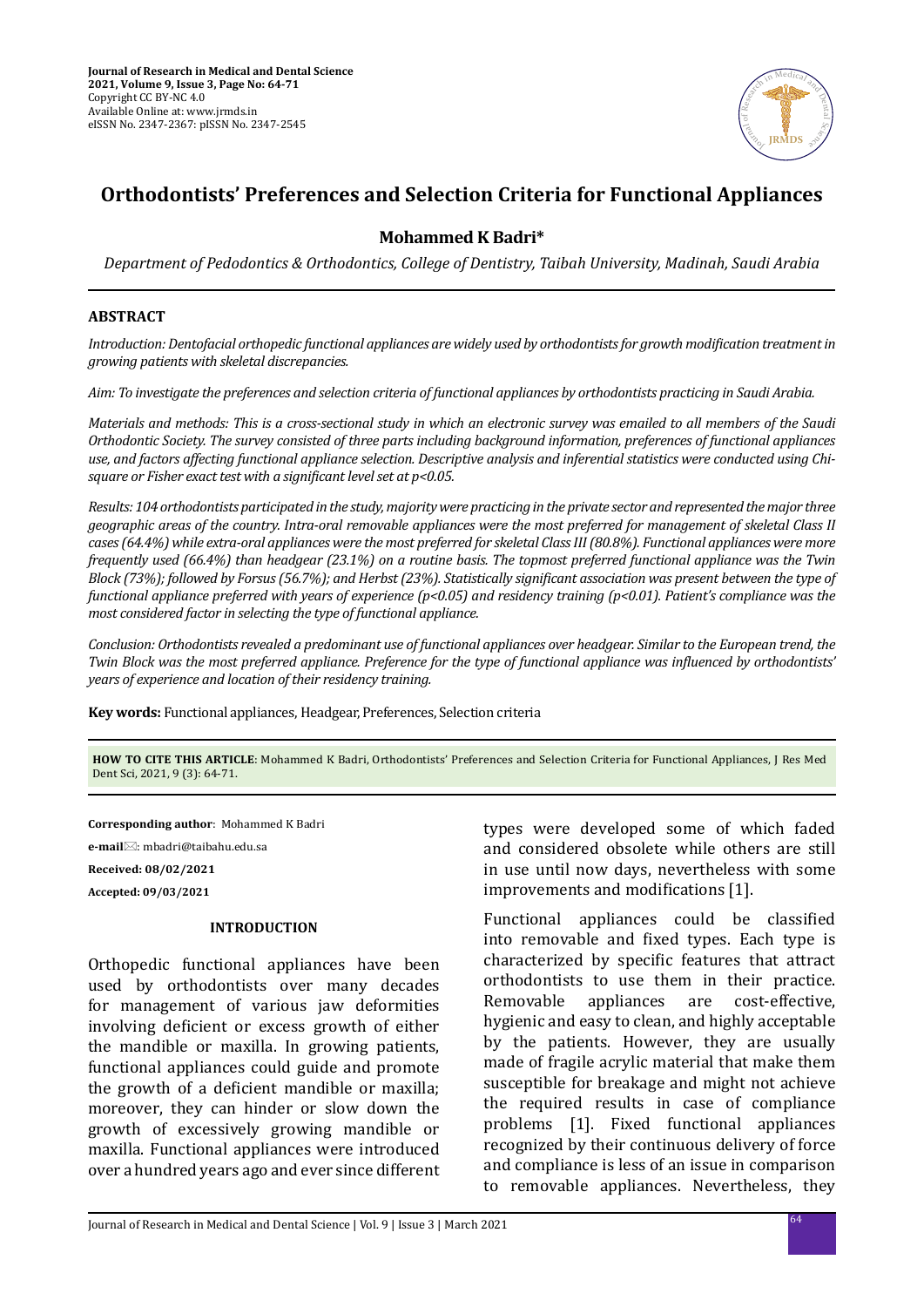# Orthodontists' Preferences and Selection Criteria for Functional Appliances

**Mohammed K Badri***

*Department of Pedodontics & Orthodontics, College of Dentistry, Taibah University, Madinah, Saudi Arabia*

## ABSTRACT

*Introduction: Dentofacial orthopedic functional appliances are widely used by orthodontists for growth modification treatment in growing patients with skeletal discrepancies.*

*Aim: To investigate the preferences and selection criteria of functional appliances by orthodontists practicing in Saudi Arabia.*

*Materials and methods: This is a cross-sectional study in which an electronic survey was emailed to all members of the Saudi Orthodontic Society. The survey consisted of three parts including background information, preferences of functional appliances use, and factors affecting functional appliance selection. Descriptive analysis and inferential statistics were conducted using Chi-square or Fisher exact test with a significant level set at p<0.05.*

*Results: 104 orthodontists participated in the study, majority were practicing in the private sector and represented the major three geographic areas of the country. Intra-oral removable appliances were the most preferred for management of skeletal Class II cases (64.4%) while extra-oral appliances were the most preferred for skeletal Class III (80.8%). Functional appliances were more frequently used (66.4%) than headgear (23.1%) on a routine basis. The topmost preferred functional appliance was the Twin Block (73%); followed by Forsus (56.7%); and Herbst (23%). Statistically significant association was present between the type of functional appliance preferred with years of experience (p<0.05) and residency training (p<0.01). Patient's compliance was the most considered factor in selecting the type of functional appliance.*

*Conclusion: Orthodontists revealed a predominant use of functional appliances over headgear. Similar to the European trend, the Twin Block was the most preferred appliance. Preference for the type of functional appliance was influenced by orthodontists' years of experience and location of their residency training.*

**Key words:** Functional appliances, Headgear, Preferences, Selection criteria

**HOW TO CITE THIS ARTICLE**: Mohammed K Badri, Orthodontists' Preferences and Selection Criteria for Functional Appliances, J Res Med Dent Sci, 2021, 9 (3): 64-71.

**Corresponding author**: Mohammed K Badri

**e-mail**: mbadri@taibahu.edu.sa

**Received: 08/02/2021**

**Accepted: 09/03/2021**

## INTRODUCTION

Orthopedic functional appliances have been used by orthodontists over many decades for management of various jaw deformities involving deficient or excess growth of either the mandible or maxilla. In growing patients, functional appliances could guide and promote the growth of a deficient mandible or maxilla; moreover, they can hinder or slow down the growth of excessively growing mandible or maxilla. Functional appliances were introduced over a hundred years ago and ever since different types were developed some of which faded and considered obsolete while others are still in use until now days, nevertheless with some improvements and modifications [1].

Functional appliances could be classified into removable and fixed types. Each type is characterized by specific features that attract orthodontists to use them in their practice. Removable appliances are cost-effective, hygienic and easy to clean, and highly acceptable by the patients. However, they are usually made of fragile acrylic material that make them susceptible for breakage and might not achieve the required results in case of compliance problems [1]. Fixed functional appliances recognized by their continuous delivery of force and compliance is less of an issue in comparison to removable appliances. Nevertheless, they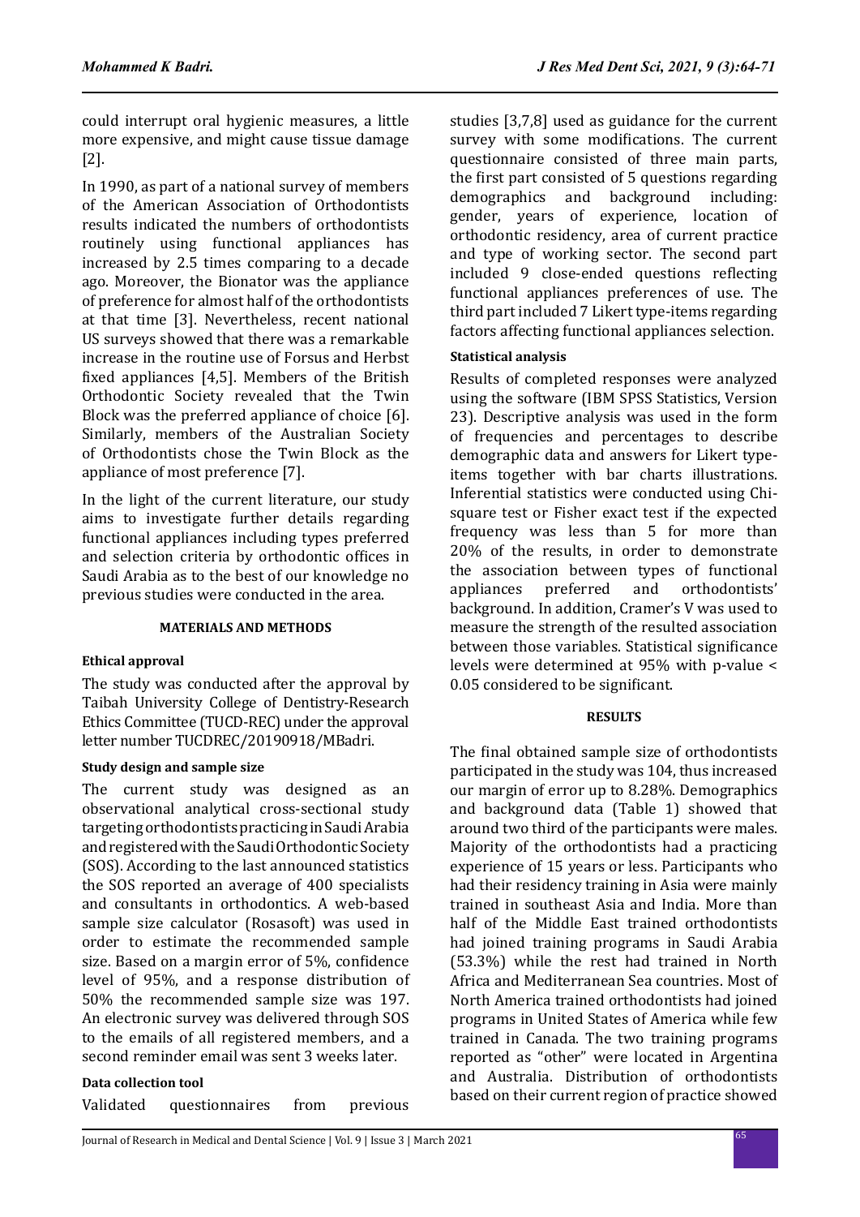could interrupt oral hygienic measures, a little more expensive, and might cause tissue damage [2].

In 1990, as part of a national survey of members of the American Association of Orthodontists results indicated the numbers of orthodontists routinely using functional appliances has increased by 2.5 times comparing to a decade ago. Moreover, the Bionator was the appliance of preference for almost half of the orthodontists at that time [3]. Nevertheless, recent national US surveys showed that there was a remarkable increase in the routine use of Forsus and Herbst fixed appliances [4,5]. Members of the British Orthodontic Society revealed that the Twin Block was the preferred appliance of choice [6]. Similarly, members of the Australian Society of Orthodontists chose the Twin Block as the appliance of most preference [7].

In the light of the current literature, our study aims to investigate further details regarding functional appliances including types preferred and selection criteria by orthodontic offices in Saudi Arabia as to the best of our knowledge no previous studies were conducted in the area.

## MATERIALS AND METHODS

### Ethical approval

The study was conducted after the approval by Taibah University College of Dentistry-Research Ethics Committee (TUCD-REC) under the approval letter number TUCDREC/20190918/MBadri.

### Study design and sample size

The current study was designed as an observational analytical cross-sectional study targeting orthodontists practicing in Saudi Arabia and registered with the Saudi Orthodontic Society (SOS). According to the last announced statistics the SOS reported an average of 400 specialists and consultants in orthodontics. A web-based sample size calculator (Rosasoft) was used in order to estimate the recommended sample size. Based on a margin error of 5%, confidence level of 95%, and a response distribution of 50% the recommended sample size was 197. An electronic survey was delivered through SOS to the emails of all registered members, and a second reminder email was sent 3 weeks later.

### Data collection tool

Validated questionnaires from previous studies [3,7,8] used as guidance for the current survey with some modifications. The current questionnaire consisted of three main parts, the first part consisted of 5 questions regarding demographics and background including: gender, years of experience, location of orthodontic residency, area of current practice and type of working sector. The second part included 9 close-ended questions reflecting functional appliances preferences of use. The third part included 7 Likert type-items regarding factors affecting functional appliances selection.

### Statistical analysis

Results of completed responses were analyzed using the software (IBM SPSS Statistics, Version 23). Descriptive analysis was used in the form of frequencies and percentages to describe demographic data and answers for Likert type-items together with bar charts illustrations. Inferential statistics were conducted using Chi-square test or Fisher exact test if the expected frequency was less than 5 for more than 20% of the results, in order to demonstrate the association between types of functional appliances preferred and orthodontists' background. In addition, Cramer's V was used to measure the strength of the resulted association between those variables. Statistical significance levels were determined at 95% with p-value $< 0.05$ considered to be significant.

## RESULTS

The final obtained sample size of orthodontists participated in the study was 104, thus increased our margin of error up to 8.28%. Demographics and background data (Table 1) showed that around two third of the participants were males. Majority of the orthodontists had a practicing experience of 15 years or less. Participants who had their residency training in Asia were mainly trained in southeast Asia and India. More than half of the Middle East trained orthodontists had joined training programs in Saudi Arabia (53.3%) while the rest had trained in North Africa and Mediterranean Sea countries. Most of North America trained orthodontists had joined programs in United States of America while few trained in Canada. The two training programs reported as "other" were located in Argentina and Australia. Distribution of orthodontists based on their current region of practice showed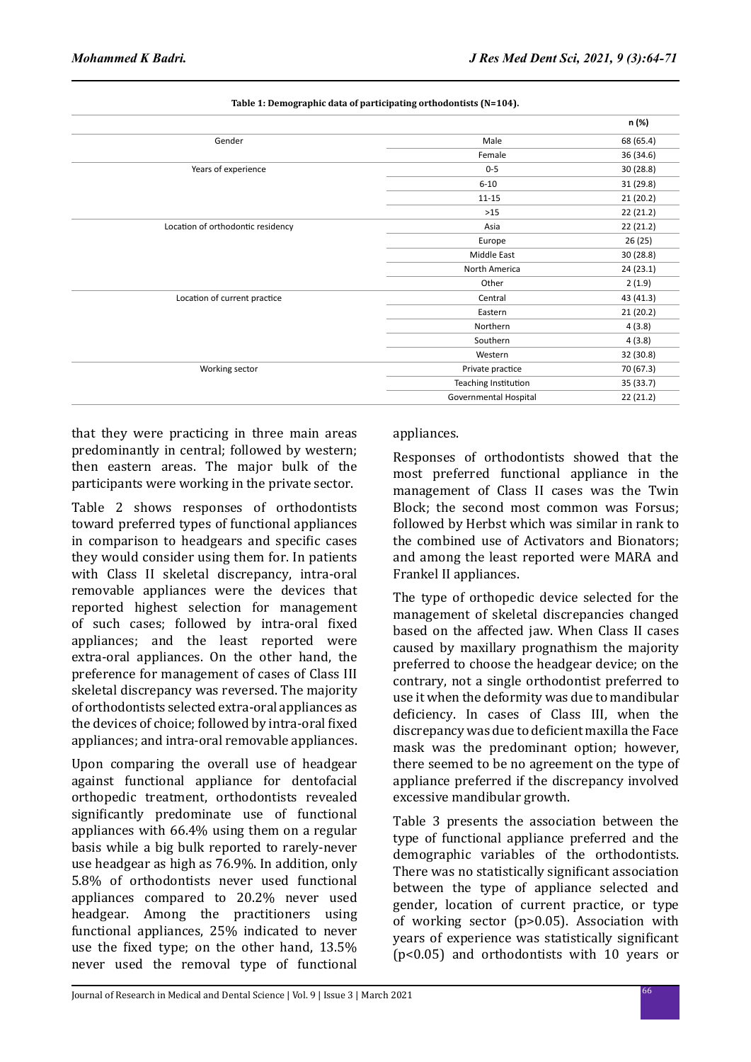**Table 1: Demographic data of participating orthodontists (N=104).**

| | | n (%) |
|---|---|---|
| Gender | Male | 68 (65.4) |
| | Female | 36 (34.6) |
| Years of experience | 0-5 | 30 (28.8) |
| | 6-10 | 31 (29.8) |
| | 11-15 | 21 (20.2) |
| | >15 | 22 (21.2) |
| Location of orthodontic residency | Asia | 22 (21.2) |
| | Europe | 26 (25) |
| | Middle East | 30 (28.8) |
| | North America | 24 (23.1) |
| | Other | 2 (1.9) |
| Location of current practice | Central | 43 (41.3) |
| | Eastern | 21 (20.2) |
| | Northern | 4 (3.8) |
| | Southern | 4 (3.8) |
| | Western | 32 (30.8) |
| Working sector | Private practice | 70 (67.3) |
| | Teaching Institution | 35 (33.7) |
| | Governmental Hospital | 22 (21.2) |

that they were practicing in three main areas predominantly in central; followed by western; then eastern areas. The major bulk of the participants were working in the private sector.

Table 2 shows responses of orthodontists toward preferred types of functional appliances in comparison to headgears and specific cases they would consider using them for. In patients with Class II skeletal discrepancy, intra-oral removable appliances were the devices that reported highest selection for management of such cases; followed by intra-oral fixed appliances; and the least reported were extra-oral appliances. On the other hand, the preference for management of cases of Class III skeletal discrepancy was reversed. The majority of orthodontists selected extra-oral appliances as the devices of choice; followed by intra-oral fixed appliances; and intra-oral removable appliances.

Upon comparing the overall use of headgear against functional appliance for dentofacial orthopedic treatment, orthodontists revealed significantly predominate use of functional appliances with 66.4% using them on a regular basis while a big bulk reported to rarely-never use headgear as high as 76.9%. In addition, only 5.8% of orthodontists never used functional appliances compared to 20.2% never used headgear. Among the practitioners using functional appliances, 25% indicated to never use the fixed type; on the other hand, 13.5% never used the removal type of functional appliances.

Responses of orthodontists showed that the most preferred functional appliance in the management of Class II cases was the Twin Block; the second most common was Forsus; followed by Herbst which was similar in rank to the combined use of Activators and Bionators; and among the least reported were MARA and Frankel II appliances.

The type of orthopedic device selected for the management of skeletal discrepancies changed based on the affected jaw. When Class II cases caused by maxillary prognathism the majority preferred to choose the headgear device; on the contrary, not a single orthodontist preferred to use it when the deformity was due to mandibular deficiency. In cases of Class III, when the discrepancy was due to deficient maxilla the Face mask was the predominant option; however, there seemed to be no agreement on the type of appliance preferred if the discrepancy involved excessive mandibular growth.

Table 3 presents the association between the type of functional appliance preferred and the demographic variables of the orthodontists. There was no statistically significant association between the type of appliance selected and gender, location of current practice, or type of working sector ($p>0.05$). Association with years of experience was statistically significant ($p<0.05$) and orthodontists with 10 years or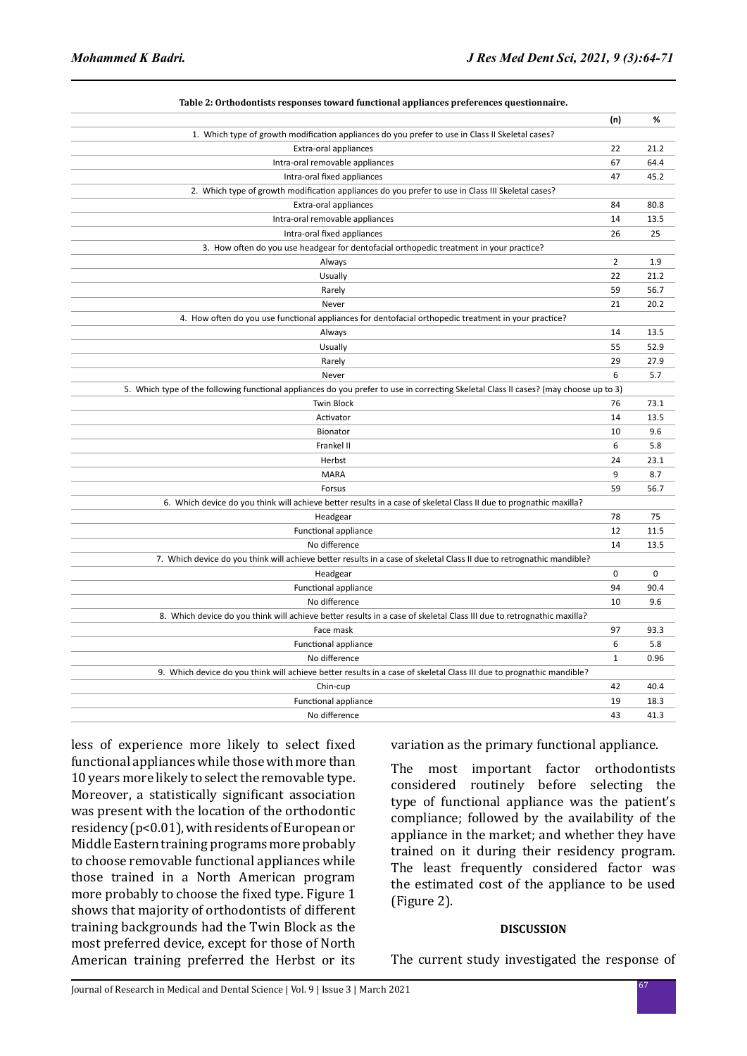**Table 2: Orthodontists responses toward functional appliances preferences questionnaire.**

| | (n) | % |
|---|---|---|
| 1. Which type of growth modification appliances do you prefer to use in Class II Skeletal cases? | | |
| Extra-oral appliances | 22 | 21.2 |
| Intra-oral removable appliances | 67 | 64.4 |
| Intra-oral fixed appliances | 47 | 45.2 |
| 2. Which type of growth modification appliances do you prefer to use in Class III Skeletal cases? | | |
| Extra-oral appliances | 84 | 80.8 |
| Intra-oral removable appliances | 14 | 13.5 |
| Intra-oral fixed appliances | 26 | 25 |
| 3. How often do you use headgear for dentofacial orthopedic treatment in your practice? | | |
| Always | 2 | 1.9 |
| Usually | 22 | 21.2 |
| Rarely | 59 | 56.7 |
| Never | 21 | 20.2 |
| 4. How often do you use functional appliances for dentofacial orthopedic treatment in your practice? | | |
| Always | 14 | 13.5 |
| Usually | 55 | 52.9 |
| Rarely | 29 | 27.9 |
| Never | 6 | 5.7 |
| 5. Which type of the following functional appliances do you prefer to use in correcting Skeletal Class II cases? (may choose up to 3) | | |
| Twin Block | 76 | 73.1 |
| Activator | 14 | 13.5 |
| Bionator | 10 | 9.6 |
| Frankel II | 6 | 5.8 |
| Herbst | 24 | 23.1 |
| MARA | 9 | 8.7 |
| Forsus | 59 | 56.7 |
| 6. Which device do you think will achieve better results in a case of skeletal Class II due to prognathic maxilla? | | |
| Headgear | 78 | 75 |
| Functional appliance | 12 | 11.5 |
| No difference | 14 | 13.5 |
| 7. Which device do you think will achieve better results in a case of skeletal Class II due to retrognathic mandible? | | |
| Headgear | 0 | 0 |
| Functional appliance | 94 | 90.4 |
| No difference | 10 | 9.6 |
| 8. Which device do you think will achieve better results in a case of skeletal Class III due to retrognathic maxilla? | | |
| Face mask | 97 | 93.3 |
| Functional appliance | 6 | 5.8 |
| No difference | 1 | 0.96 |
| 9. Which device do you think will achieve better results in a case of skeletal Class III due to prognathic mandible? | | |
| Chin-cup | 42 | 40.4 |
| Functional appliance | 19 | 18.3 |
| No difference | 43 | 41.3 |

less of experience more likely to select fixed functional appliances while those with more than 10 years more likely to select the removable type. Moreover, a statistically significant association was present with the location of the orthodontic residency ($p<0.01$), with residents of European or Middle Eastern training programs more probably to choose removable functional appliances while those trained in a North American program more probably to choose the fixed type. Figure 1 shows that majority of orthodontists of different training backgrounds had the Twin Block as the most preferred device, except for those of North American training preferred the Herbst or its variation as the primary functional appliance.

The most important factor orthodontists considered routinely before selecting the type of functional appliance was the patient's compliance; followed by the availability of the appliance in the market; and whether they have trained on it during their residency program. The least frequently considered factor was the estimated cost of the appliance to be used (Figure 2).

## DISCUSSION

The current study investigated the response of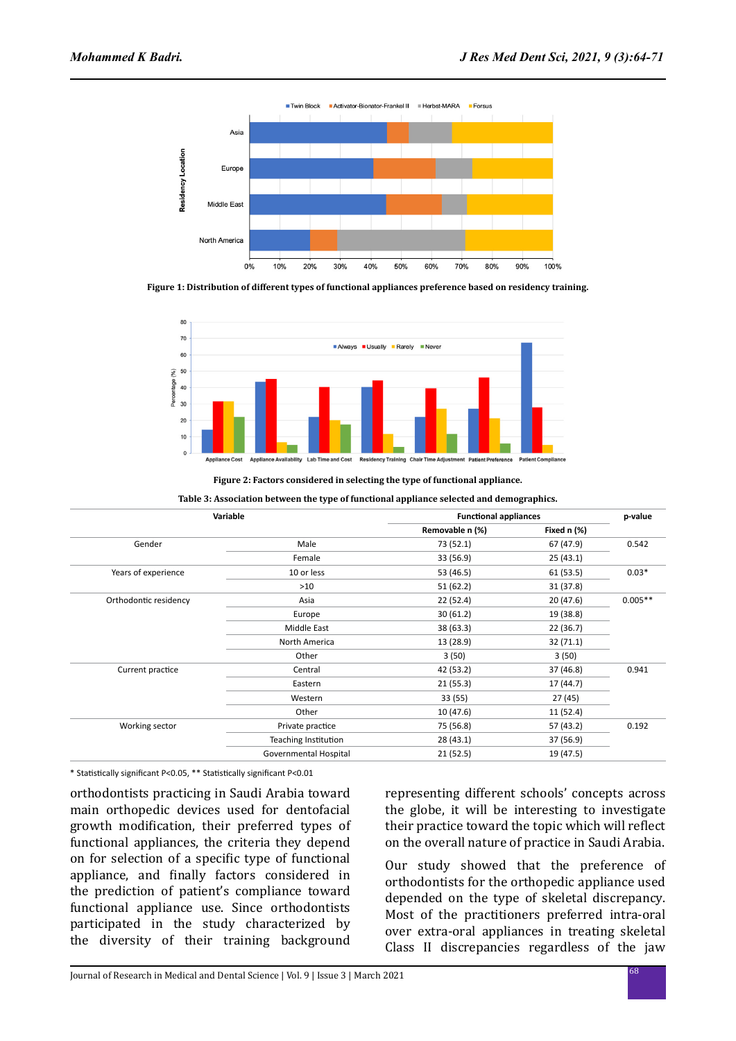Figure 1: Distribution of different types of functional appliances preference based on residency training.

Figure 2: Factors considered in selecting the type of functional appliance.

**Table 3: Association between the type of functional appliance selected and demographics.**

| Variable | | Functional appliances | | p-value |
|---|---|---|---|---|
| | | Removable n (%) | Fixed n (%) | |
| Gender | Male | 73 (52.1) | 67 (47.9) | 0.542 |
| | Female | 33 (56.9) | 25 (43.1) | |
| Years of experience | 10 or less | 53 (46.5) | 61 (53.5) | 0.03* |
| | >10 | 51 (62.2) | 31 (37.8) | |
| Orthodontic residency | Asia | 22 (52.4) | 20 (47.6) | 0.005** |
| | Europe | 30 (61.2) | 19 (38.8) | |
| | Middle East | 38 (63.3) | 22 (36.7) | |
| | North America | 13 (28.9) | 32 (71.1) | |
| | Other | 3 (50) | 3 (50) | |
| Current practice | Central | 42 (53.2) | 37 (46.8) | 0.941 |
| | Eastern | 21 (55.3) | 17 (44.7) | |
| | Western | 33 (55) | 27 (45) | |
| | Other | 10 (47.6) | 11 (52.4) | |
| Working sector | Private practice | 75 (56.8) | 57 (43.2) | 0.192 |
| | Teaching Institution | 28 (43.1) | 37 (56.9) | |
| | Governmental Hospital | 21 (52.5) | 19 (47.5) | |

* Statistically significant P<0.05, ** Statistically significant P<0.01

orthodontists practicing in Saudi Arabia toward main orthopedic devices used for dentofacial growth modification, their preferred types of functional appliances, the criteria they depend on for selection of a specific type of functional appliance, and finally factors considered in the prediction of patient's compliance toward functional appliance use. Since orthodontists participated in the study characterized by the diversity of their training background representing different schools' concepts across the globe, it will be interesting to investigate their practice toward the topic which will reflect on the overall nature of practice in Saudi Arabia.

Our study showed that the preference of orthodontists for the orthopedic appliance used depended on the type of skeletal discrepancy. Most of the practitioners preferred intra-oral over extra-oral appliances in treating skeletal Class II discrepancies regardless of the jaw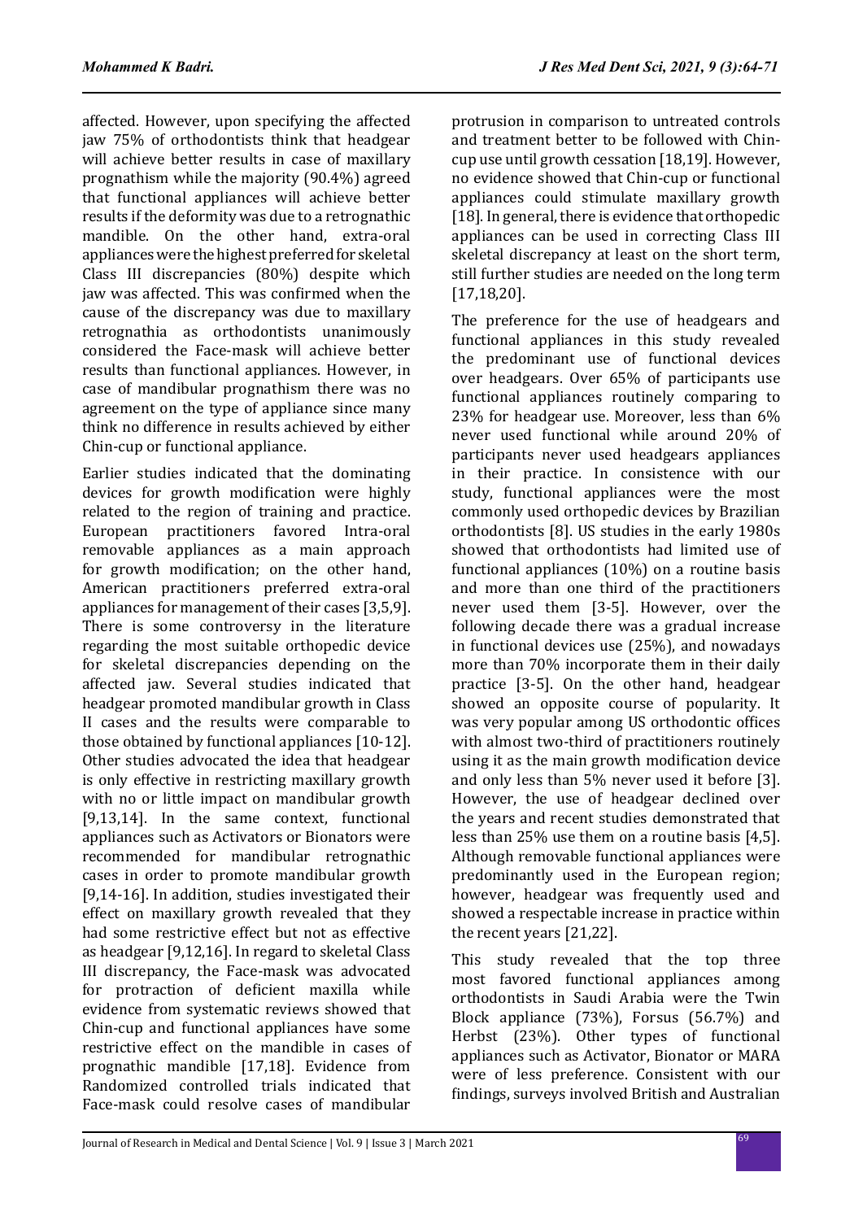affected. However, upon specifying the affected jaw 75% of orthodontists think that headgear will achieve better results in case of maxillary prognathism while the majority (90.4%) agreed that functional appliances will achieve better results if the deformity was due to a retrognathic mandible. On the other hand, extra-oral appliances were the highest preferred for skeletal Class III discrepancies (80%) despite which jaw was affected. This was confirmed when the cause of the discrepancy was due to maxillary retrognathia as orthodontists unanimously considered the Face-mask will achieve better results than functional appliances. However, in case of mandibular prognathism there was no agreement on the type of appliance since many think no difference in results achieved by either Chin-cup or functional appliance.

Earlier studies indicated that the dominating devices for growth modification were highly related to the region of training and practice. European practitioners favored Intra-oral removable appliances as a main approach for growth modification; on the other hand, American practitioners preferred extra-oral appliances for management of their cases [3,5,9]. There is some controversy in the literature regarding the most suitable orthopedic device for skeletal discrepancies depending on the affected jaw. Several studies indicated that headgear promoted mandibular growth in Class II cases and the results were comparable to those obtained by functional appliances [10-12]. Other studies advocated the idea that headgear is only effective in restricting maxillary growth with no or little impact on mandibular growth [9,13,14]. In the same context, functional appliances such as Activators or Bionators were recommended for mandibular retrognathic cases in order to promote mandibular growth [9,14-16]. In addition, studies investigated their effect on maxillary growth revealed that they had some restrictive effect but not as effective as headgear [9,12,16]. In regard to skeletal Class III discrepancy, the Face-mask was advocated for protraction of deficient maxilla while evidence from systematic reviews showed that Chin-cup and functional appliances have some restrictive effect on the mandible in cases of prognathic mandible [17,18]. Evidence from Randomized controlled trials indicated that Face-mask could resolve cases of mandibular protrusion in comparison to untreated controls and treatment better to be followed with Chin-cup use until growth cessation [18,19]. However, no evidence showed that Chin-cup or functional appliances could stimulate maxillary growth [18]. In general, there is evidence that orthopedic appliances can be used in correcting Class III skeletal discrepancy at least on the short term, still further studies are needed on the long term [17,18,20].

The preference for the use of headgears and functional appliances in this study revealed the predominant use of functional devices over headgears. Over 65% of participants use functional appliances routinely comparing to 23% for headgear use. Moreover, less than 6% never used functional while around 20% of participants never used headgears appliances in their practice. In consistence with our study, functional appliances were the most commonly used orthopedic devices by Brazilian orthodontists [8]. US studies in the early 1980s showed that orthodontists had limited use of functional appliances (10%) on a routine basis and more than one third of the practitioners never used them [3-5]. However, over the following decade there was a gradual increase in functional devices use (25%), and nowadays more than 70% incorporate them in their daily practice [3-5]. On the other hand, headgear showed an opposite course of popularity. It was very popular among US orthodontic offices with almost two-third of practitioners routinely using it as the main growth modification device and only less than 5% never used it before [3]. However, the use of headgear declined over the years and recent studies demonstrated that less than 25% use them on a routine basis [4,5]. Although removable functional appliances were predominantly used in the European region; however, headgear was frequently used and showed a respectable increase in practice within the recent years [21,22].

This study revealed that the top three most favored functional appliances among orthodontists in Saudi Arabia were the Twin Block appliance (73%), Forsus (56.7%) and Herbst (23%). Other types of functional appliances such as Activator, Bionator or MARA were of less preference. Consistent with our findings, surveys involved British and Australian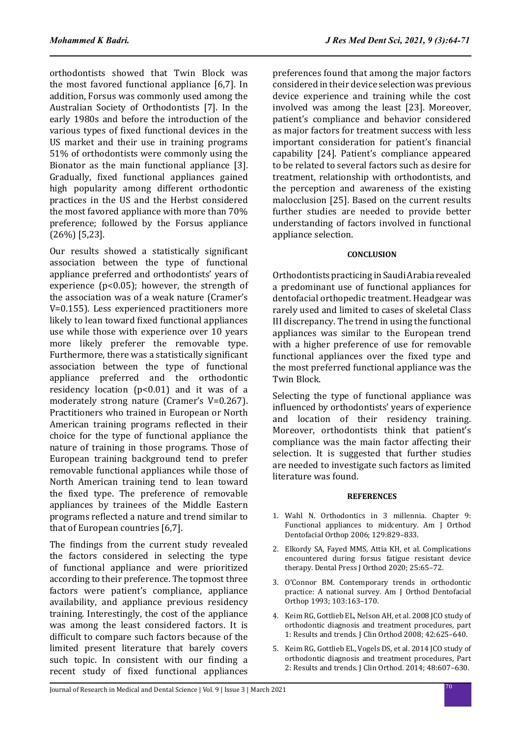orthodontists showed that Twin Block was the most favored functional appliance [6,7]. In addition, Forsus was commonly used among the Australian Society of Orthodontists [7]. In the early 1980s and before the introduction of the various types of fixed functional devices in the US market and their use in training programs 51% of orthodontists were commonly using the Bionator as the main functional appliance [3]. Gradually, fixed functional appliances gained high popularity among different orthodontic practices in the US and the Herbst considered the most favored appliance with more than 70% preference; followed by the Forsus appliance (26%) [5,23].

Our results showed a statistically significant association between the type of functional appliance preferred and orthodontists' years of experience ($p<0.05$); however, the strength of the association was of a weak nature (Cramer's V=0.155). Less experienced practitioners more likely to lean toward fixed functional appliances use while those with experience over 10 years more likely preferer the removable type. Furthermore, there was a statistically significant association between the type of functional appliance preferred and the orthodontic residency location ($p<0.01$) and it was of a moderately strong nature (Cramer's V=0.267). Practitioners who trained in European or North American training programs reflected in their choice for the type of functional appliance the nature of training in those programs. Those of European training background tend to prefer removable functional appliances while those of North American training tend to lean toward the fixed type. The preference of removable appliances by trainees of the Middle Eastern programs reflected a nature and trend similar to that of European countries [6,7].

The findings from the current study revealed the factors considered in selecting the type of functional appliance and were prioritized according to their preference. The topmost three factors were patient's compliance, appliance availability, and appliance previous residency training. Interestingly, the cost of the appliance was among the least considered factors. It is difficult to compare such factors because of the limited present literature that barely covers such topic. In consistent with our finding a recent study of fixed functional appliances preferences found that among the major factors considered in their device selection was previous device experience and training while the cost involved was among the least [23]. Moreover, patient's compliance and behavior considered as major factors for treatment success with less important consideration for patient's financial capability [24]. Patient's compliance appeared to be related to several factors such as desire for treatment, relationship with orthodontists, and the perception and awareness of the existing malocclusion [25]. Based on the current results further studies are needed to provide better understanding of factors involved in functional appliance selection.

## CONCLUSION

Orthodontists practicing in Saudi Arabia revealed a predominant use of functional appliances for dentofacial orthopedic treatment. Headgear was rarely used and limited to cases of skeletal Class III discrepancy. The trend in using the functional appliances was similar to the European trend with a higher preference of use for removable functional appliances over the fixed type and the most preferred functional appliance was the Twin Block.

Selecting the type of functional appliance was influenced by orthodontists' years of experience and location of their residency training. Moreover, orthodontists think that patient's compliance was the main factor affecting their selection. It is suggested that further studies are needed to investigate such factors as limited literature was found.

## REFERENCES

1. Wahl N. Orthodontics in 3 millennia. Chapter 9: Functional appliances to midcentury. Am J Orthod Dentofacial Orthop 2006; 129:829–833.
2. Elkordy SA, Fayed MMS, Attia KH, et al. Complications encountered during forsus fatigue resistant device therapy. Dental Press J Orthod 2020; 25:65–72.
3. O'Connor BM. Contemporary trends in orthodontic practice: A national survey. Am J Orthod Dentofacial Orthop 1993; 103:163–170.
4. Keim RG, Gottlieb EL, Nelson AH, et al. 2008 JCO study of orthodontic diagnosis and treatment procedures, part 1: Results and trends. J Clin Orthod 2008; 42:625–640.
5. Keim RG, Gottlieb EL, Vogels DS, et al. 2014 JCO study of orthodontic diagnosis and treatment procedures, Part 2: Results and trends. J Clin Orthod. 2014; 48:607–630.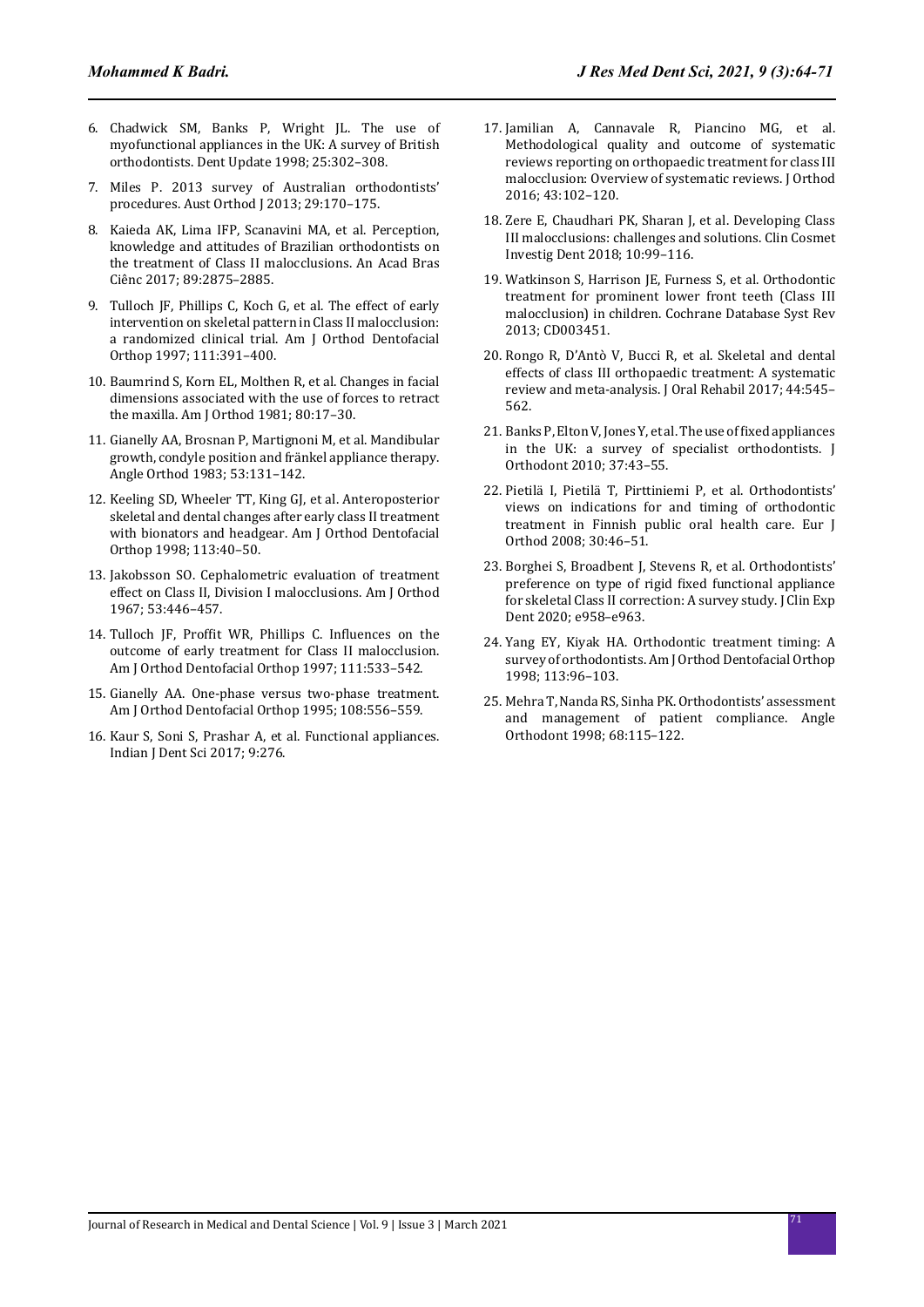6. Chadwick SM, Banks P, Wright JL. The use of myofunctional appliances in the UK: A survey of British orthodontists. Dent Update 1998; 25:302–308.
7. Miles P. 2013 survey of Australian orthodontists' procedures. Aust Orthod J 2013; 29:170–175.
8. Kaieda AK, Lima IFP, Scanavini MA, et al. Perception, knowledge and attitudes of Brazilian orthodontists on the treatment of Class II malocclusions. An Acad Bras Ciênc 2017; 89:2875–2885.
9. Tulloch JF, Phillips C, Koch G, et al. The effect of early intervention on skeletal pattern in Class II malocclusion: a randomized clinical trial. Am J Orthod Dentofacial Orthop 1997; 111:391–400.
10. Baumrind S, Korn EL, Molthen R, et al. Changes in facial dimensions associated with the use of forces to retract the maxilla. Am J Orthod 1981; 80:17–30.
11. Gianelly AA, Brosnan P, Martignoni M, et al. Mandibular growth, condyle position and fränkel appliance therapy. Angle Orthod 1983; 53:131–142.
12. Keeling SD, Wheeler TT, King GJ, et al. Anteroposterior skeletal and dental changes after early class II treatment with bionators and headgear. Am J Orthod Dentofacial Orthop 1998; 113:40–50.
13. Jakobsson SO. Cephalometric evaluation of treatment effect on Class II, Division I malocclusions. Am J Orthod 1967; 53:446–457.
14. Tulloch JF, Proffit WR, Phillips C. Influences on the outcome of early treatment for Class II malocclusion. Am J Orthod Dentofacial Orthop 1997; 111:533–542.
15. Gianelly AA. One-phase versus two-phase treatment. Am J Orthod Dentofacial Orthop 1995; 108:556–559.
16. Kaur S, Soni S, Prashar A, et al. Functional appliances. Indian J Dent Sci 2017; 9:276.
17. Jamilian A, Cannavale R, Piancino MG, et al. Methodological quality and outcome of systematic reviews reporting on orthopaedic treatment for class III malocclusion: Overview of systematic reviews. J Orthod 2016; 43:102–120.
18. Zere E, Chaudhari PK, Sharan J, et al. Developing Class III malocclusions: challenges and solutions. Clin Cosmet Investig Dent 2018; 10:99–116.
19. Watkinson S, Harrison JE, Furness S, et al. Orthodontic treatment for prominent lower front teeth (Class III malocclusion) in children. Cochrane Database Syst Rev 2013; CD003451.
20. Rongo R, D'Antò V, Bucci R, et al. Skeletal and dental effects of class III orthopaedic treatment: A systematic review and meta-analysis. J Oral Rehabil 2017; 44:545–562.
21. Banks P, Elton V, Jones Y, et al. The use of fixed appliances in the UK: a survey of specialist orthodontists. J Orthodont 2010; 37:43–55.
22. Pietilä I, Pietilä T, Pirttiniemi P, et al. Orthodontists' views on indications for and timing of orthodontic treatment in Finnish public oral health care. Eur J Orthod 2008; 30:46–51.
23. Borghei S, Broadbent J, Stevens R, et al. Orthodontists' preference on type of rigid fixed functional appliance for skeletal Class II correction: A survey study. J Clin Exp Dent 2020; e958–e963.
24. Yang EY, Kiyak HA. Orthodontic treatment timing: A survey of orthodontists. Am J Orthod Dentofacial Orthop 1998; 113:96–103.
25. Mehra T, Nanda RS, Sinha PK. Orthodontists' assessment and management of patient compliance. Angle Orthodont 1998; 68:115–122.